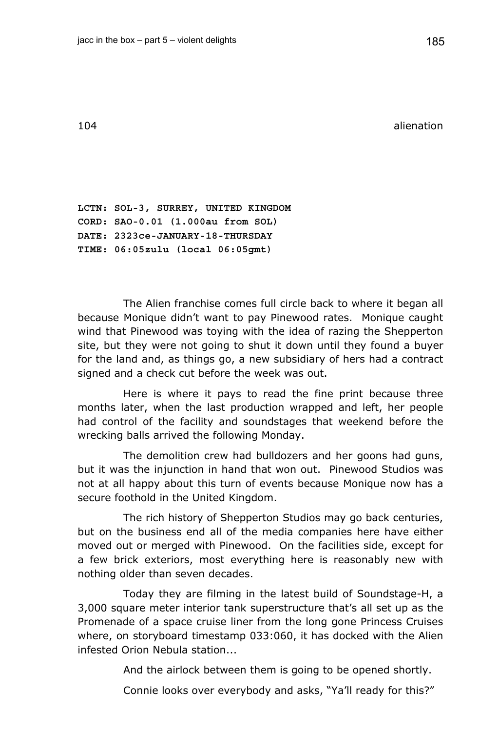## 104 alienation

**LCTN: SOL-3, SURREY, UNITED KINGDOM**
**CORD: SAO-0.01 (1.000au from SOL)**
**DATE: 2323ce-JANUARY-18-THURSDAY**
**TIME: 06:05zulu (local 06:05gmt)**

The Alien franchise comes full circle back to where it began all because Monique didn't want to pay Pinewood rates. Monique caught wind that Pinewood was toying with the idea of razing the Shepperton site, but they were not going to shut it down until they found a buyer for the land and, as things go, a new subsidiary of hers had a contract signed and a check cut before the week was out.

Here is where it pays to read the fine print because three months later, when the last production wrapped and left, her people had control of the facility and soundstages that weekend before the wrecking balls arrived the following Monday.

The demolition crew had bulldozers and her goons had guns, but it was the injunction in hand that won out. Pinewood Studios was not at all happy about this turn of events because Monique now has a secure foothold in the United Kingdom.

The rich history of Shepperton Studios may go back centuries, but on the business end all of the media companies here have either moved out or merged with Pinewood. On the facilities side, except for a few brick exteriors, most everything here is reasonably new with nothing older than seven decades.

Today they are filming in the latest build of Soundstage-H, a 3,000 square meter interior tank superstructure that's all set up as the Promenade of a space cruise liner from the long gone Princess Cruises where, on storyboard timestamp 033:060, it has docked with the Alien infested Orion Nebula station...

And the airlock between them is going to be opened shortly.

Connie looks over everybody and asks, "Ya'll ready for this?"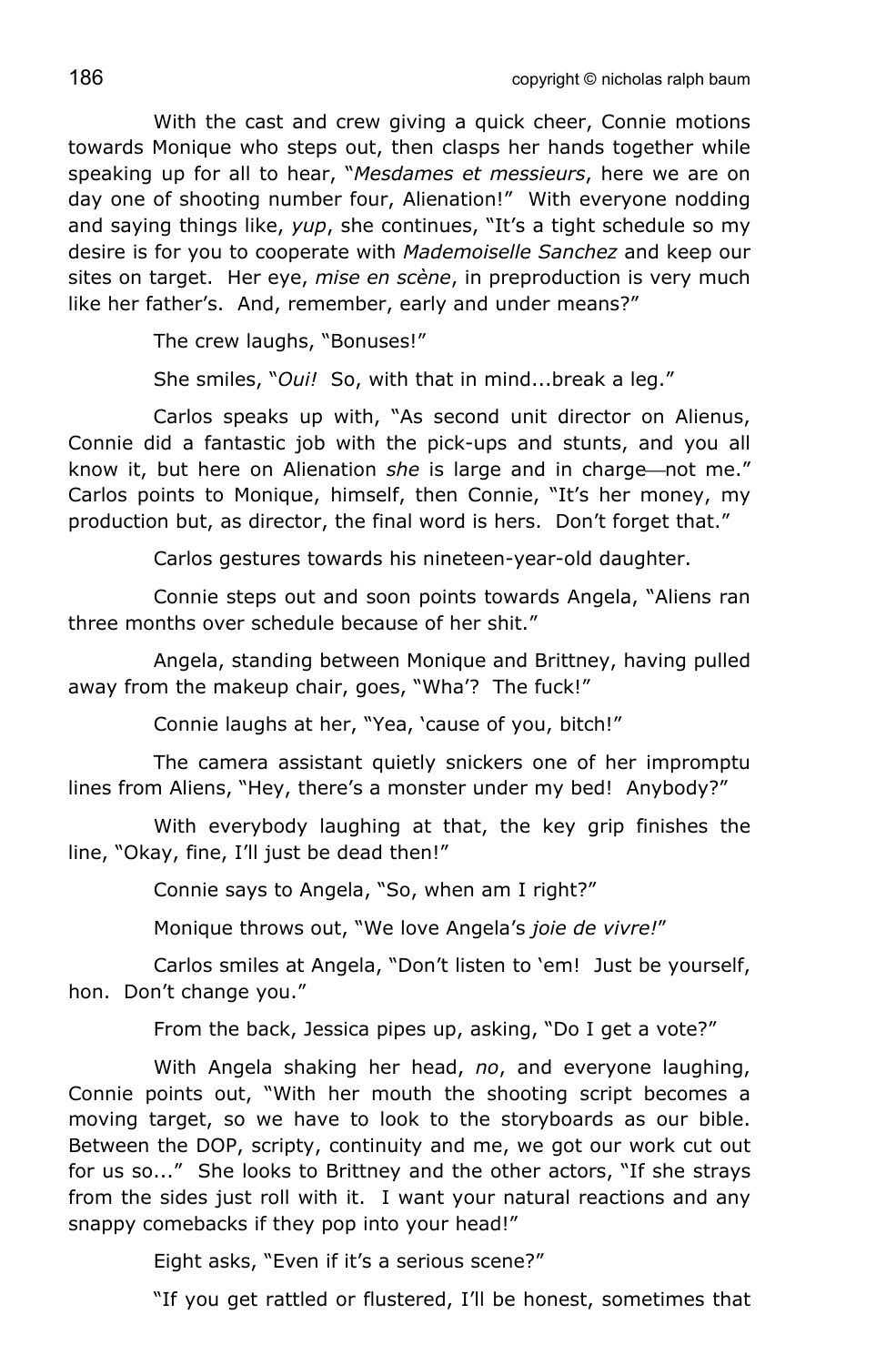With the cast and crew giving a quick cheer, Connie motions towards Monique who steps out, then clasps her hands together while speaking up for all to hear, "*Mesdames et messieurs*, here we are on day one of shooting number four, Alienation!" With everyone nodding and saying things like, *yup*, she continues, "It's a tight schedule so my desire is for you to cooperate with *Mademoiselle Sanchez* and keep our sites on target. Her eye, *mise en scène*, in preproduction is very much like her father's. And, remember, early and under means?"

The crew laughs, "Bonuses!"

She smiles, "*Oui!* So, with that in mind...break a leg."

Carlos speaks up with, "As second unit director on Alienus, Connie did a fantastic job with the pick-ups and stunts, and you all know it, but here on Alienation *she* is large and in charge—not me." Carlos points to Monique, himself, then Connie, "It's her money, my production but, as director, the final word is hers. Don't forget that."

Carlos gestures towards his nineteen-year-old daughter.

Connie steps out and soon points towards Angela, "Aliens ran three months over schedule because of her shit."

Angela, standing between Monique and Brittney, having pulled away from the makeup chair, goes, "Wha'? The fuck!"

Connie laughs at her, "Yea, 'cause of you, bitch!"

The camera assistant quietly snickers one of her impromptu lines from Aliens, "Hey, there's a monster under my bed! Anybody?"

With everybody laughing at that, the key grip finishes the line, "Okay, fine, I'll just be dead then!"

Connie says to Angela, "So, when am I right?"

Monique throws out, "We love Angela's *joie de vivre!*"

Carlos smiles at Angela, "Don't listen to 'em! Just be yourself, hon. Don't change you."

From the back, Jessica pipes up, asking, "Do I get a vote?"

With Angela shaking her head, *no*, and everyone laughing, Connie points out, "With her mouth the shooting script becomes a moving target, so we have to look to the storyboards as our bible. Between the DOP, scripty, continuity and me, we got our work cut out for us so..." She looks to Brittney and the other actors, "If she strays from the sides just roll with it. I want your natural reactions and any snappy comebacks if they pop into your head!"

Eight asks, "Even if it's a serious scene?"

"If you get rattled or flustered, I'll be honest, sometimes that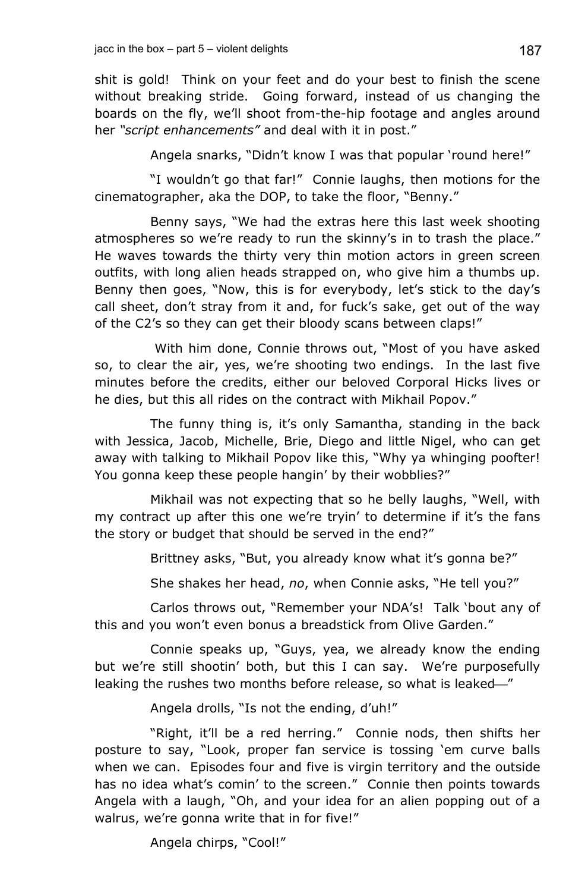shit is gold! Think on your feet and do your best to finish the scene without breaking stride. Going forward, instead of us changing the boards on the fly, we'll shoot from-the-hip footage and angles around her *"script enhancements"* and deal with it in post."

Angela snarks, "Didn't know I was that popular 'round here!"

"I wouldn't go that far!" Connie laughs, then motions for the cinematographer, aka the DOP, to take the floor, "Benny."

Benny says, "We had the extras here this last week shooting atmospheres so we're ready to run the skinny's in to trash the place." He waves towards the thirty very thin motion actors in green screen outfits, with long alien heads strapped on, who give him a thumbs up. Benny then goes, "Now, this is for everybody, let's stick to the day's call sheet, don't stray from it and, for fuck's sake, get out of the way of the C2's so they can get their bloody scans between claps!"

With him done, Connie throws out, "Most of you have asked so, to clear the air, yes, we're shooting two endings. In the last five minutes before the credits, either our beloved Corporal Hicks lives or he dies, but this all rides on the contract with Mikhail Popov."

The funny thing is, it's only Samantha, standing in the back with Jessica, Jacob, Michelle, Brie, Diego and little Nigel, who can get away with talking to Mikhail Popov like this, "Why ya whinging poofter! You gonna keep these people hangin' by their wobblies?"

Mikhail was not expecting that so he belly laughs, "Well, with my contract up after this one we're tryin' to determine if it's the fans the story or budget that should be served in the end?"

Brittney asks, "But, you already know what it's gonna be?"

She shakes her head, *no*, when Connie asks, "He tell you?"

Carlos throws out, "Remember your NDA's! Talk 'bout any of this and you won't even bonus a breadstick from Olive Garden."

Connie speaks up, "Guys, yea, we already know the ending but we're still shootin' both, but this I can say. We're purposefully leaking the rushes two months before release, so what is leaked—"

Angela drolls, "Is not the ending, d'uh!"

"Right, it'll be a red herring." Connie nods, then shifts her posture to say, "Look, proper fan service is tossing 'em curve balls when we can. Episodes four and five is virgin territory and the outside has no idea what's comin' to the screen." Connie then points towards Angela with a laugh, "Oh, and your idea for an alien popping out of a walrus, we're gonna write that in for five!"

Angela chirps, "Cool!"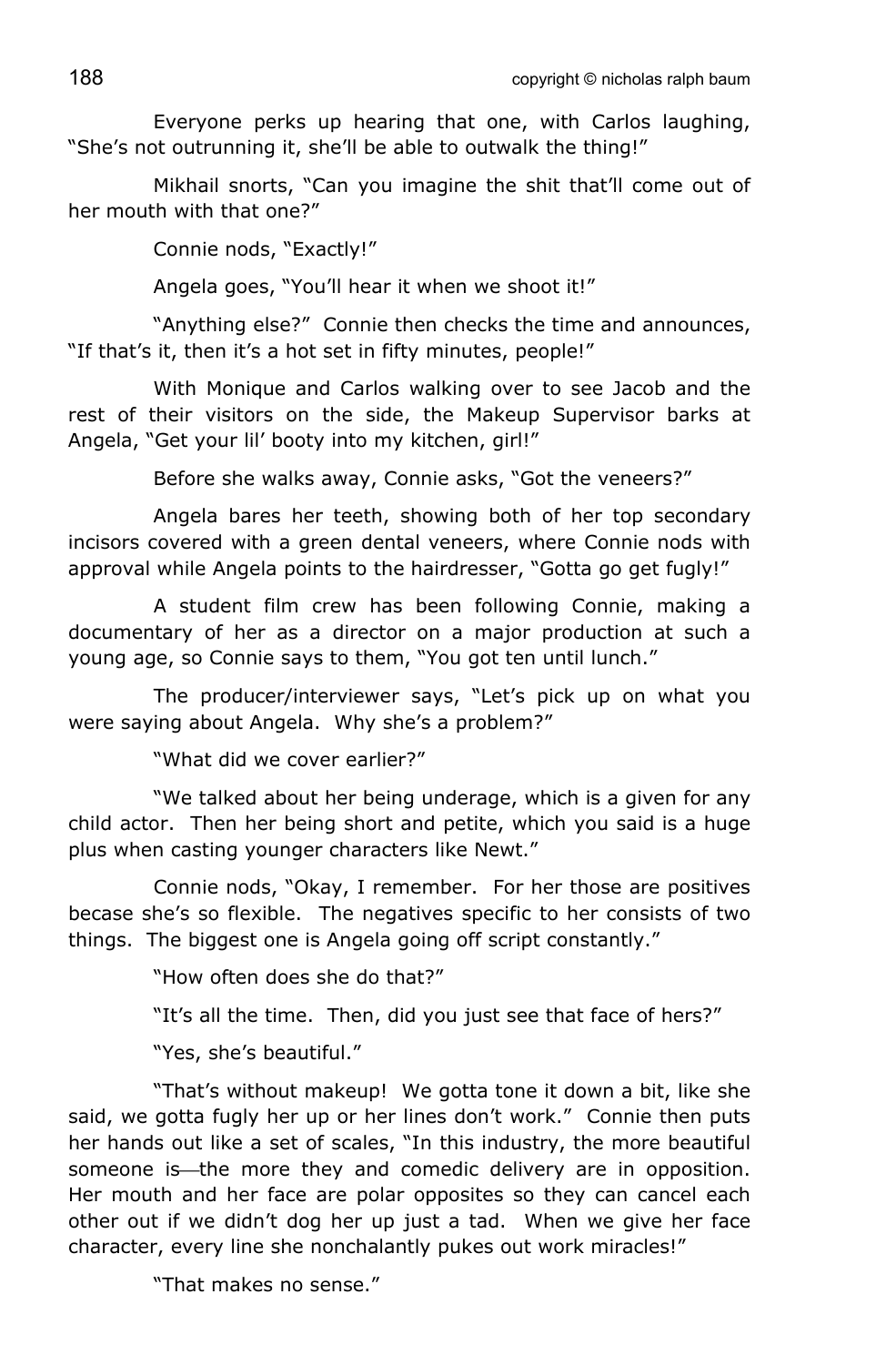Everyone perks up hearing that one, with Carlos laughing, "She's not outrunning it, she'll be able to outwalk the thing!"

Mikhail snorts, "Can you imagine the shit that'll come out of her mouth with that one?"

Connie nods, "Exactly!"

Angela goes, "You'll hear it when we shoot it!"

"Anything else?" Connie then checks the time and announces, "If that's it, then it's a hot set in fifty minutes, people!"

With Monique and Carlos walking over to see Jacob and the rest of their visitors on the side, the Makeup Supervisor barks at Angela, "Get your lil' booty into my kitchen, girl!"

Before she walks away, Connie asks, "Got the veneers?"

Angela bares her teeth, showing both of her top secondary incisors covered with a green dental veneers, where Connie nods with approval while Angela points to the hairdresser, "Gotta go get fugly!"

A student film crew has been following Connie, making a documentary of her as a director on a major production at such a young age, so Connie says to them, "You got ten until lunch."

The producer/interviewer says, "Let's pick up on what you were saying about Angela. Why she's a problem?"

"What did we cover earlier?"

"We talked about her being underage, which is a given for any child actor. Then her being short and petite, which you said is a huge plus when casting younger characters like Newt."

Connie nods, "Okay, I remember. For her those are positives becase she's so flexible. The negatives specific to her consists of two things. The biggest one is Angela going off script constantly."

"How often does she do that?"

"It's all the time. Then, did you just see that face of hers?"

"Yes, she's beautiful."

"That's without makeup! We gotta tone it down a bit, like she said, we gotta fugly her up or her lines don't work." Connie then puts her hands out like a set of scales, "In this industry, the more beautiful someone is—the more they and comedic delivery are in opposition. Her mouth and her face are polar opposites so they can cancel each other out if we didn't dog her up just a tad. When we give her face character, every line she nonchalantly pukes out work miracles!"

"That makes no sense."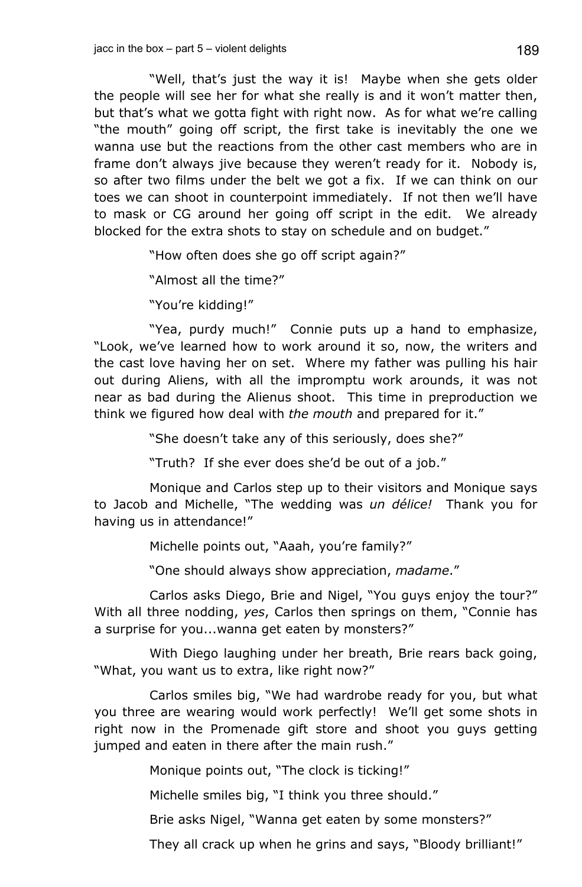"Well, that's just the way it is! Maybe when she gets older the people will see her for what she really is and it won't matter then, but that's what we gotta fight with right now. As for what we're calling "the mouth" going off script, the first take is inevitably the one we wanna use but the reactions from the other cast members who are in frame don't always jive because they weren't ready for it. Nobody is, so after two films under the belt we got a fix. If we can think on our toes we can shoot in counterpoint immediately. If not then we'll have to mask or CG around her going off script in the edit. We already blocked for the extra shots to stay on schedule and on budget."

"How often does she go off script again?"

"Almost all the time?"

"You're kidding!"

"Yea, purdy much!" Connie puts up a hand to emphasize, "Look, we've learned how to work around it so, now, the writers and the cast love having her on set. Where my father was pulling his hair out during Aliens, with all the impromptu work arounds, it was not near as bad during the Alienus shoot. This time in preproduction we think we figured how deal with *the mouth* and prepared for it."

"She doesn't take any of this seriously, does she?"

"Truth? If she ever does she'd be out of a job."

Monique and Carlos step up to their visitors and Monique says to Jacob and Michelle, "The wedding was *un délice!* Thank you for having us in attendance!"

Michelle points out, "Aaah, you're family?"

"One should always show appreciation, *madame*."

Carlos asks Diego, Brie and Nigel, "You guys enjoy the tour?" With all three nodding, *yes*, Carlos then springs on them, "Connie has a surprise for you...wanna get eaten by monsters?"

With Diego laughing under her breath, Brie rears back going, "What, you want us to extra, like right now?"

Carlos smiles big, "We had wardrobe ready for you, but what you three are wearing would work perfectly! We'll get some shots in right now in the Promenade gift store and shoot you guys getting jumped and eaten in there after the main rush."

Monique points out, "The clock is ticking!"

Michelle smiles big, "I think you three should."

Brie asks Nigel, "Wanna get eaten by some monsters?"

They all crack up when he grins and says, "Bloody brilliant!"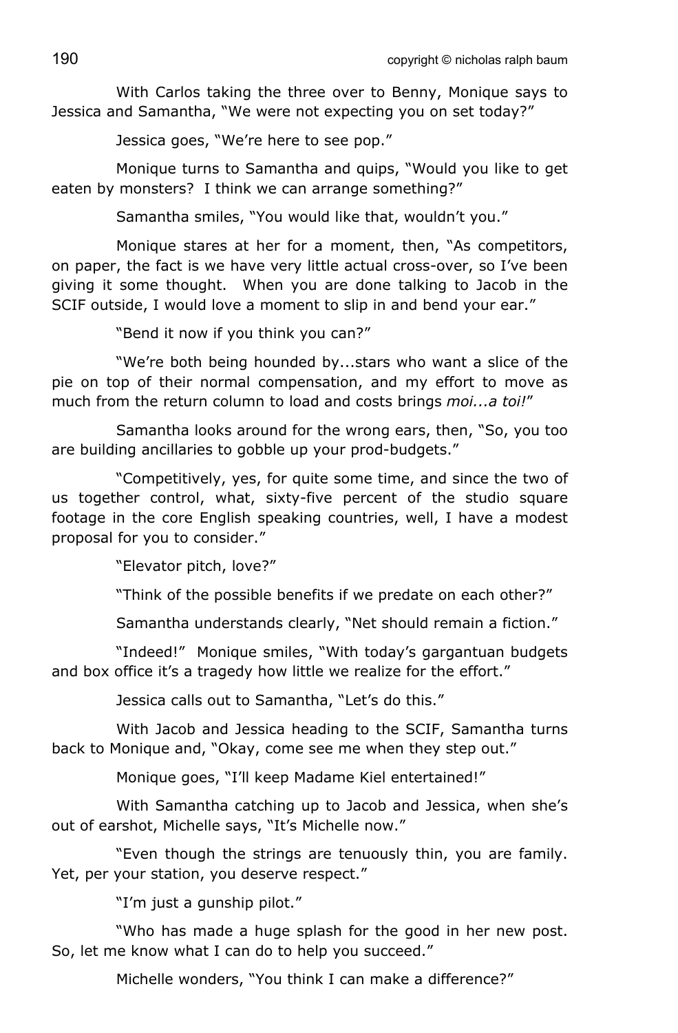With Carlos taking the three over to Benny, Monique says to Jessica and Samantha, "We were not expecting you on set today?"

Jessica goes, "We're here to see pop."

Monique turns to Samantha and quips, "Would you like to get eaten by monsters? I think we can arrange something?"

Samantha smiles, "You would like that, wouldn't you."

Monique stares at her for a moment, then, "As competitors, on paper, the fact is we have very little actual cross-over, so I've been giving it some thought. When you are done talking to Jacob in the SCIF outside, I would love a moment to slip in and bend your ear."

"Bend it now if you think you can?"

"We're both being hounded by...stars who want a slice of the pie on top of their normal compensation, and my effort to move as much from the return column to load and costs brings *moi...a toi!*"

Samantha looks around for the wrong ears, then, "So, you too are building ancillaries to gobble up your prod-budgets."

"Competitively, yes, for quite some time, and since the two of us together control, what, sixty-five percent of the studio square footage in the core English speaking countries, well, I have a modest proposal for you to consider."

"Elevator pitch, love?"

"Think of the possible benefits if we predate on each other?"

Samantha understands clearly, "Net should remain a fiction."

"Indeed!" Monique smiles, "With today's gargantuan budgets and box office it's a tragedy how little we realize for the effort."

Jessica calls out to Samantha, "Let's do this."

With Jacob and Jessica heading to the SCIF, Samantha turns back to Monique and, "Okay, come see me when they step out."

Monique goes, "I'll keep Madame Kiel entertained!"

With Samantha catching up to Jacob and Jessica, when she's out of earshot, Michelle says, "It's Michelle now."

"Even though the strings are tenuously thin, you are family. Yet, per your station, you deserve respect."

"I'm just a gunship pilot."

"Who has made a huge splash for the good in her new post. So, let me know what I can do to help you succeed."

Michelle wonders, "You think I can make a difference?"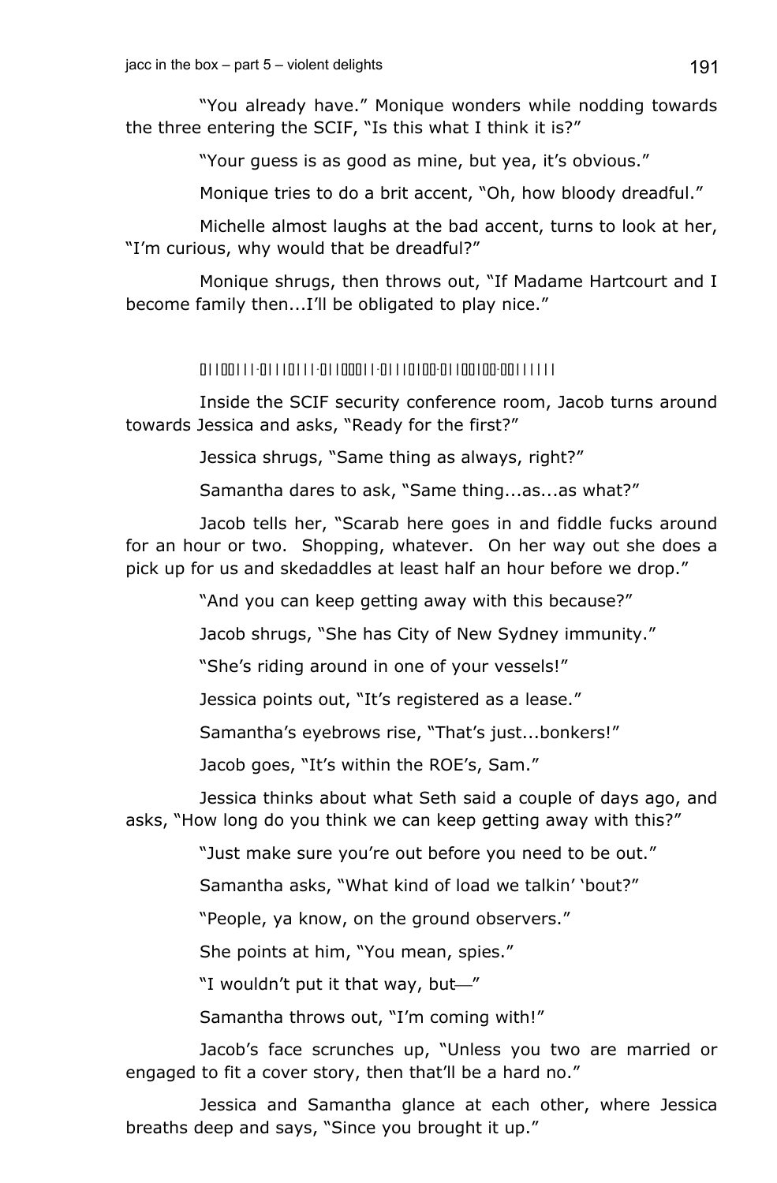"You already have." Monique wonders while nodding towards the three entering the SCIF, "Is this what I think it is?"

"Your guess is as good as mine, but yea, it's obvious."

Monique tries to do a brit accent, "Oh, how bloody dreadful."

Michelle almost laughs at the bad accent, turns to look at her, "I'm curious, why would that be dreadful?"

Monique shrugs, then throws out, "If Madame Hartcourt and I become family then...I'll be obligated to play nice."

0||00|||·0|||0|||·0||000||·0|||0|00·0||00|00·00||||||

Inside the SCIF security conference room, Jacob turns around towards Jessica and asks, "Ready for the first?"

Jessica shrugs, "Same thing as always, right?"

Samantha dares to ask, "Same thing...as...as what?"

Jacob tells her, "Scarab here goes in and fiddle fucks around for an hour or two. Shopping, whatever. On her way out she does a pick up for us and skedaddles at least half an hour before we drop."

"And you can keep getting away with this because?"

Jacob shrugs, "She has City of New Sydney immunity."

"She's riding around in one of your vessels!"

Jessica points out, "It's registered as a lease."

Samantha's eyebrows rise, "That's just...bonkers!"

Jacob goes, "It's within the ROE's, Sam."

Jessica thinks about what Seth said a couple of days ago, and asks, "How long do you think we can keep getting away with this?"

"Just make sure you're out before you need to be out."

Samantha asks, "What kind of load we talkin' 'bout?"

"People, ya know, on the ground observers."

She points at him, "You mean, spies."

"I wouldn't put it that way, but—"

Samantha throws out, "I'm coming with!"

Jacob's face scrunches up, "Unless you two are married or engaged to fit a cover story, then that'll be a hard no."

Jessica and Samantha glance at each other, where Jessica breaths deep and says, "Since you brought it up."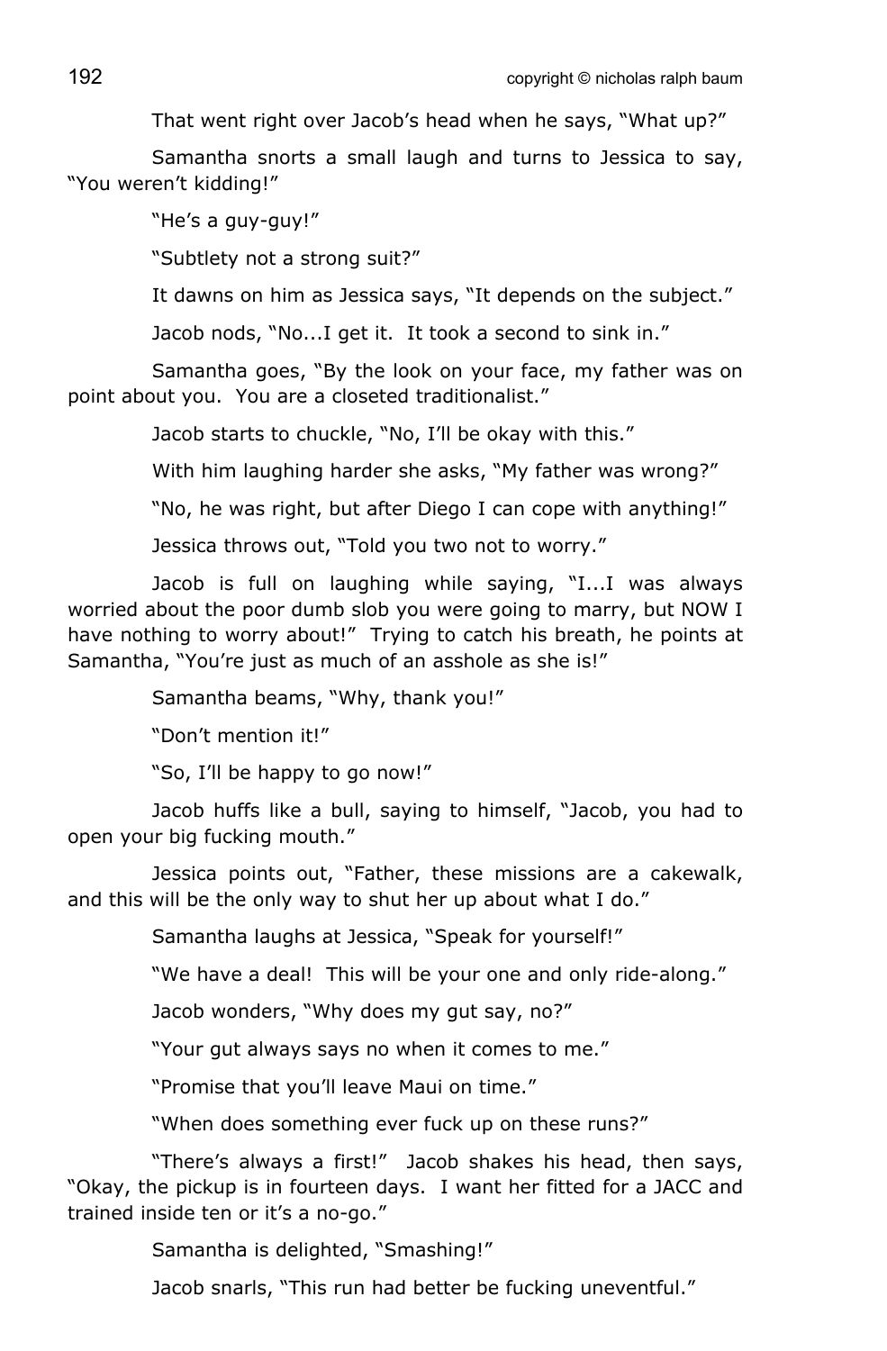That went right over Jacob's head when he says, "What up?"

Samantha snorts a small laugh and turns to Jessica to say, "You weren't kidding!"

"He's a guy-guy!"

"Subtlety not a strong suit?"

It dawns on him as Jessica says, "It depends on the subject."

Jacob nods, "No...I get it. It took a second to sink in."

Samantha goes, "By the look on your face, my father was on point about you. You are a closeted traditionalist."

Jacob starts to chuckle, "No, I'll be okay with this."

With him laughing harder she asks, "My father was wrong?"

"No, he was right, but after Diego I can cope with anything!"

Jessica throws out, "Told you two not to worry."

Jacob is full on laughing while saying, "I...I was always worried about the poor dumb slob you were going to marry, but NOW I have nothing to worry about!" Trying to catch his breath, he points at Samantha, "You're just as much of an asshole as she is!"

Samantha beams, "Why, thank you!"

"Don't mention it!"

"So, I'll be happy to go now!"

Jacob huffs like a bull, saying to himself, "Jacob, you had to open your big fucking mouth."

Jessica points out, "Father, these missions are a cakewalk, and this will be the only way to shut her up about what I do."

Samantha laughs at Jessica, "Speak for yourself!"

"We have a deal! This will be your one and only ride-along."

Jacob wonders, "Why does my gut say, no?"

"Your gut always says no when it comes to me."

"Promise that you'll leave Maui on time."

"When does something ever fuck up on these runs?"

"There's always a first!" Jacob shakes his head, then says, "Okay, the pickup is in fourteen days. I want her fitted for a JACC and trained inside ten or it's a no-go."

Samantha is delighted, "Smashing!"

Jacob snarls, "This run had better be fucking uneventful."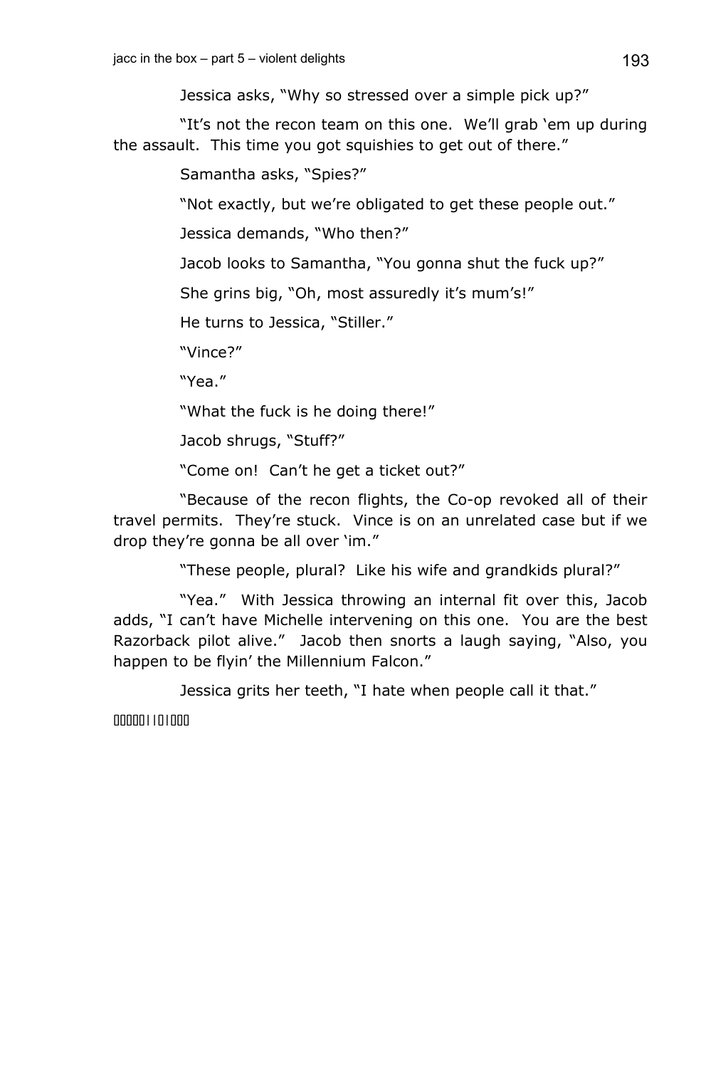Jessica asks, "Why so stressed over a simple pick up?"

"It's not the recon team on this one. We'll grab 'em up during the assault. This time you got squishies to get out of there."

Samantha asks, "Spies?"

"Not exactly, but we're obligated to get these people out."

Jessica demands, "Who then?"

Jacob looks to Samantha, "You gonna shut the fuck up?"

She grins big, "Oh, most assuredly it's mum's!"

He turns to Jessica, "Stiller."

"Vince?"

"Yea."

"What the fuck is he doing there!"

Jacob shrugs, "Stuff?"

"Come on! Can't he get a ticket out?"

"Because of the recon flights, the Co-op revoked all of their travel permits. They're stuck. Vince is on an unrelated case but if we drop they're gonna be all over 'im."

"These people, plural? Like his wife and grandkids plural?"

"Yea." With Jessica throwing an internal fit over this, Jacob adds, "I can't have Michelle intervening on this one. You are the best Razorback pilot alive." Jacob then snorts a laugh saying, "Also, you happen to be flyin' the Millennium Falcon."

Jessica grits her teeth, "I hate when people call it that."